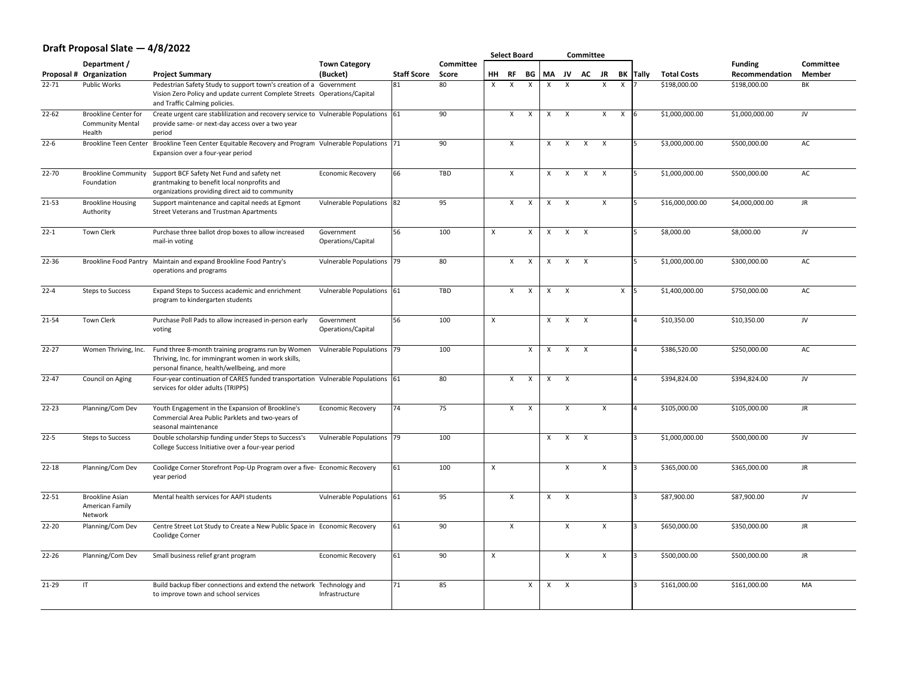## Draft Proposal Slate — 4/8/2022

| Proposal # | Department / Organization | Project Summary | Town Category (Bucket) | Staff Score | Committee Score | Select Board HH | RF | BG | Committee MA | JV | AC | JR | BK | Tally | Total Costs | Funding Recommendation | Committee Member |
|---|---|---|---|---|---|---|---|---|---|---|---|---|---|---|---|---|---|
| 22-71 | Public Works | Pedestrian Safety Study to support town's creation of a Vision Zero Policy and update current Complete Streets and Traffic Calming policies. | Government Operations/Capital | 81 | 80 | X | X | X | X | X | | X | X | 7 | $198,000.00 | $198,000.00 | BK |
| 22-62 | Brookline Center for Community Mental Health | Create urgent care stablilization and recovery service to provide same- or next-day access over a two year period | Vulnerable Populations | 61 | 90 | | X | X | X | X | | X | X | 6 | $1,000,000.00 | $1,000,000.00 | JV |
| 22-6 | Brookline Teen Center | Brookline Teen Center Equitable Recovery and Program Expansion over a four-year period | Vulnerable Populations | 71 | 90 | | X | | X | X | X | X | | 5 | $3,000,000.00 | $500,000.00 | AC |
| 22-70 | Brookline Community Foundation | Support BCF Safety Net Fund and safety net grantmaking to benefit local nonprofits and organizations providing direct aid to community | Economic Recovery | 66 | TBD | | X | | X | X | X | X | | 5 | $1,000,000.00 | $500,000.00 | AC |
| 21-53 | Brookline Housing Authority | Support maintenance and capital needs at Egmont Street Veterans and Trustman Apartments | Vulnerable Populations | 82 | 95 | | X | X | X | X | | X | | 5 | $16,000,000.00 | $4,000,000.00 | JR |
| 22-1 | Town Clerk | Purchase three ballot drop boxes to allow increased mail-in voting | Government Operations/Capital | 56 | 100 | X | | X | X | X | X | | | 5 | $8,000.00 | $8,000.00 | JV |
| 22-36 | Brookline Food Pantry | Maintain and expand Brookline Food Pantry's operations and programs | Vulnerable Populations | 79 | 80 | | X | X | X | X | X | | | 5 | $1,000,000.00 | $300,000.00 | AC |
| 22-4 | Steps to Success | Expand Steps to Success academic and enrichment program to kindergarten students | Vulnerable Populations | 61 | TBD | | X | X | X | X | | | X | 5 | $1,400,000.00 | $750,000.00 | AC |
| 21-54 | Town Clerk | Purchase Poll Pads to allow increased in-person early voting | Government Operations/Capital | 56 | 100 | X | | | X | X | X | | | 4 | $10,350.00 | $10,350.00 | JV |
| 22-27 | Women Thriving, Inc. | Fund three 8-month training programs run by Women Thriving, Inc. for immingrant women in work skills, personal finance, health/wellbeing, and more | Vulnerable Populations | 79 | 100 | | | X | X | X | X | | | 4 | $386,520.00 | $250,000.00 | AC |
| 22-47 | Council on Aging | Four-year continuation of CARES funded transportation services for older adults (TRIPPS) | Vulnerable Populations | 61 | 80 | | X | X | X | X | | | | 4 | $394,824.00 | $394,824.00 | JV |
| 22-23 | Planning/Com Dev | Youth Engagement in the Expansion of Brookline's Commercial Area Public Parklets and two-years of seasonal maintenance | Economic Recovery | 74 | 75 | | X | X | | X | | X | | 4 | $105,000.00 | $105,000.00 | JR |
| 22-5 | Steps to Success | Double scholarship funding under Steps to Success's College Success Initiative over a four-year period | Vulnerable Populations | 79 | 100 | | | | X | X | X | | | 3 | $1,000,000.00 | $500,000.00 | JV |
| 22-18 | Planning/Com Dev | Coolidge Corner Storefront Pop-Up Program over a five-year period | Economic Recovery | 61 | 100 | X | | | | X | | X | | 3 | $365,000.00 | $365,000.00 | JR |
| 22-51 | Brookline Asian American Family Network | Mental health services for AAPI students | Vulnerable Populations | 61 | 95 | | X | | X | X | | | | 3 | $87,900.00 | $87,900.00 | JV |
| 22-20 | Planning/Com Dev | Centre Street Lot Study to Create a New Public Space in Coolidge Corner | Economic Recovery | 61 | 90 | | X | | | X | | X | | 3 | $650,000.00 | $350,000.00 | JR |
| 22-26 | Planning/Com Dev | Small business relief grant program | Economic Recovery | 61 | 90 | X | | | | X | | X | | 3 | $500,000.00 | $500,000.00 | JR |
| 21-29 | IT | Build backup fiber connections and extend the network to improve town and school services | Technology and Infrastructure | 71 | 85 | | | X | X | X | | | | 3 | $161,000.00 | $161,000.00 | MA |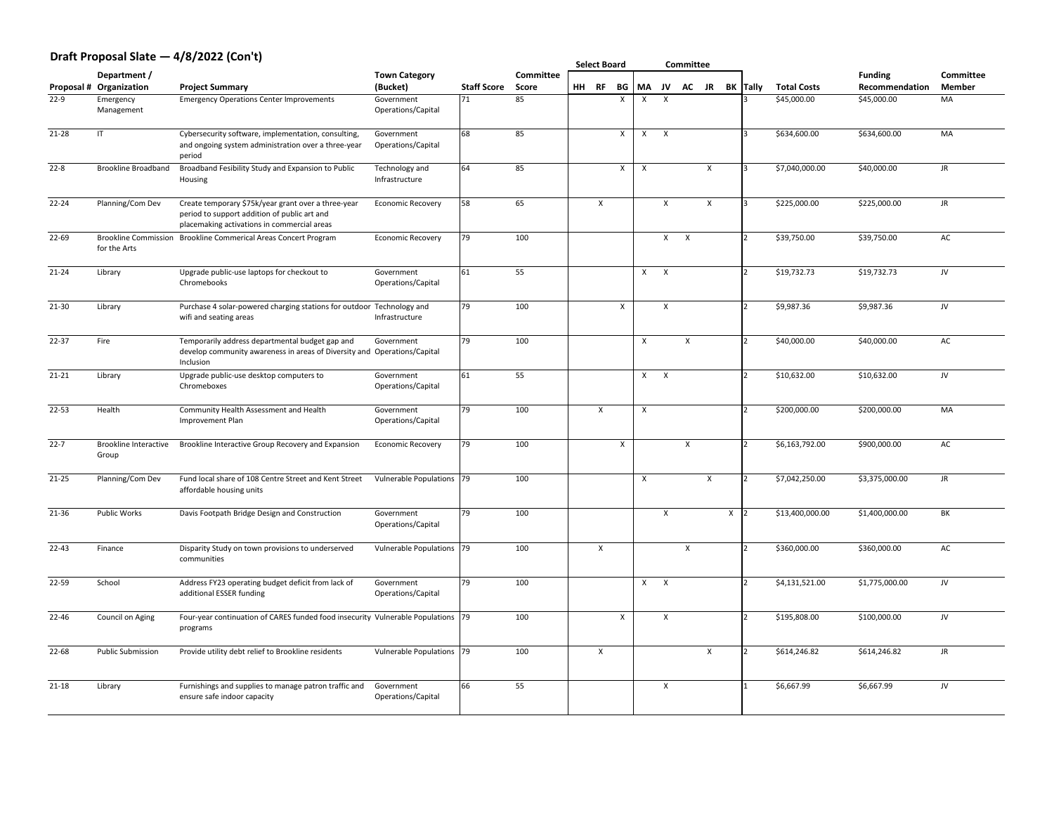## Draft Proposal Slate — 4/8/2022 (Con't)

| | | | | | | Select Board | | | Committee | | | | | | | | |
|---|---|---|---|---|---|---|---|---|---|---|---|---|---|---|---|---|---|
| Proposal # | Department / Organization | Project Summary | Town Category (Bucket) | Staff Score | Committee Score | HH | RF | BG | MA | JV | AC | JR | BK | Tally | Total Costs | Funding Recommendation | Committee Member |
| 22-9 | Emergency Management | Emergency Operations Center Improvements | Government Operations/Capital | 71 | 85 | | | X | X | X | | | | 3 | $45,000.00 | $45,000.00 | MA |
| 21-28 | IT | Cybersecurity software, implementation, consulting, and ongoing system administration over a three-year period | Government Operations/Capital | 68 | 85 | | | X | X | X | | | | 3 | $634,600.00 | $634,600.00 | MA |
| 22-8 | Brookline Broadband | Broadband Fesibility Study and Expansion to Public Housing | Technology and Infrastructure | 64 | 85 | | | X | X | | | X | | 3 | $7,040,000.00 | $40,000.00 | JR |
| 22-24 | Planning/Com Dev | Create temporary $75k/year grant over a three-year period to support addition of public art and placemaking activations in commercial areas | Economic Recovery | 58 | 65 | | X | | | X | | X | | 3 | $225,000.00 | $225,000.00 | JR |
| 22-69 | Brookline Commission for the Arts | Brookline Commerical Areas Concert Program | Economic Recovery | 79 | 100 | | | | | X | X | | | 2 | $39,750.00 | $39,750.00 | AC |
| 21-24 | Library | Upgrade public-use laptops for checkout to Chromebooks | Government Operations/Capital | 61 | 55 | | | | X | X | | | | 2 | $19,732.73 | $19,732.73 | JV |
| 21-30 | Library | Purchase 4 solar-powered charging stations for outdoor wifi and seating areas | Technology and Infrastructure | 79 | 100 | | | X | | X | | | | 2 | $9,987.36 | $9,987.36 | JV |
| 22-37 | Fire | Temporarily address departmental budget gap and develop community awareness in areas of Diversity and Inclusion | Government Operations/Capital | 79 | 100 | | | | X | | X | | | 2 | $40,000.00 | $40,000.00 | AC |
| 21-21 | Library | Upgrade public-use desktop computers to Chromeboxes | Government Operations/Capital | 61 | 55 | | | | X | X | | | | 2 | $10,632.00 | $10,632.00 | JV |
| 22-53 | Health | Community Health Assessment and Health Improvement Plan | Government Operations/Capital | 79 | 100 | | X | | X | | | | | 2 | $200,000.00 | $200,000.00 | MA |
| 22-7 | Brookline Interactive Group | Brookline Interactive Group Recovery and Expansion | Economic Recovery | 79 | 100 | | | X | | | X | | | 2 | $6,163,792.00 | $900,000.00 | AC |
| 21-25 | Planning/Com Dev | Fund local share of 108 Centre Street and Kent Street affordable housing units | Vulnerable Populations | 79 | 100 | | | | X | | | X | | 2 | $7,042,250.00 | $3,375,000.00 | JR |
| 21-36 | Public Works | Davis Footpath Bridge Design and Construction | Government Operations/Capital | 79 | 100 | | | | | X | | | X | 2 | $13,400,000.00 | $1,400,000.00 | BK |
| 22-43 | Finance | Disparity Study on town provisions to underserved communities | Vulnerable Populations | 79 | 100 | | X | | | | X | | | 2 | $360,000.00 | $360,000.00 | AC |
| 22-59 | School | Address FY23 operating budget deficit from lack of additional ESSER funding | Government Operations/Capital | 79 | 100 | | | | X | X | | | | 2 | $4,131,521.00 | $1,775,000.00 | JV |
| 22-46 | Council on Aging | Four-year continuation of CARES funded food insecurity programs | Vulnerable Populations | 79 | 100 | | | X | | X | | | | 2 | $195,808.00 | $100,000.00 | JV |
| 22-68 | Public Submission | Provide utility debt relief to Brookline residents | Vulnerable Populations | 79 | 100 | | X | | | | | X | | 2 | $614,246.82 | $614,246.82 | JR |
| 21-18 | Library | Furnishings and supplies to manage patron traffic and ensure safe indoor capacity | Government Operations/Capital | 66 | 55 | | | | | X | | | | 1 | $6,667.99 | $6,667.99 | JV |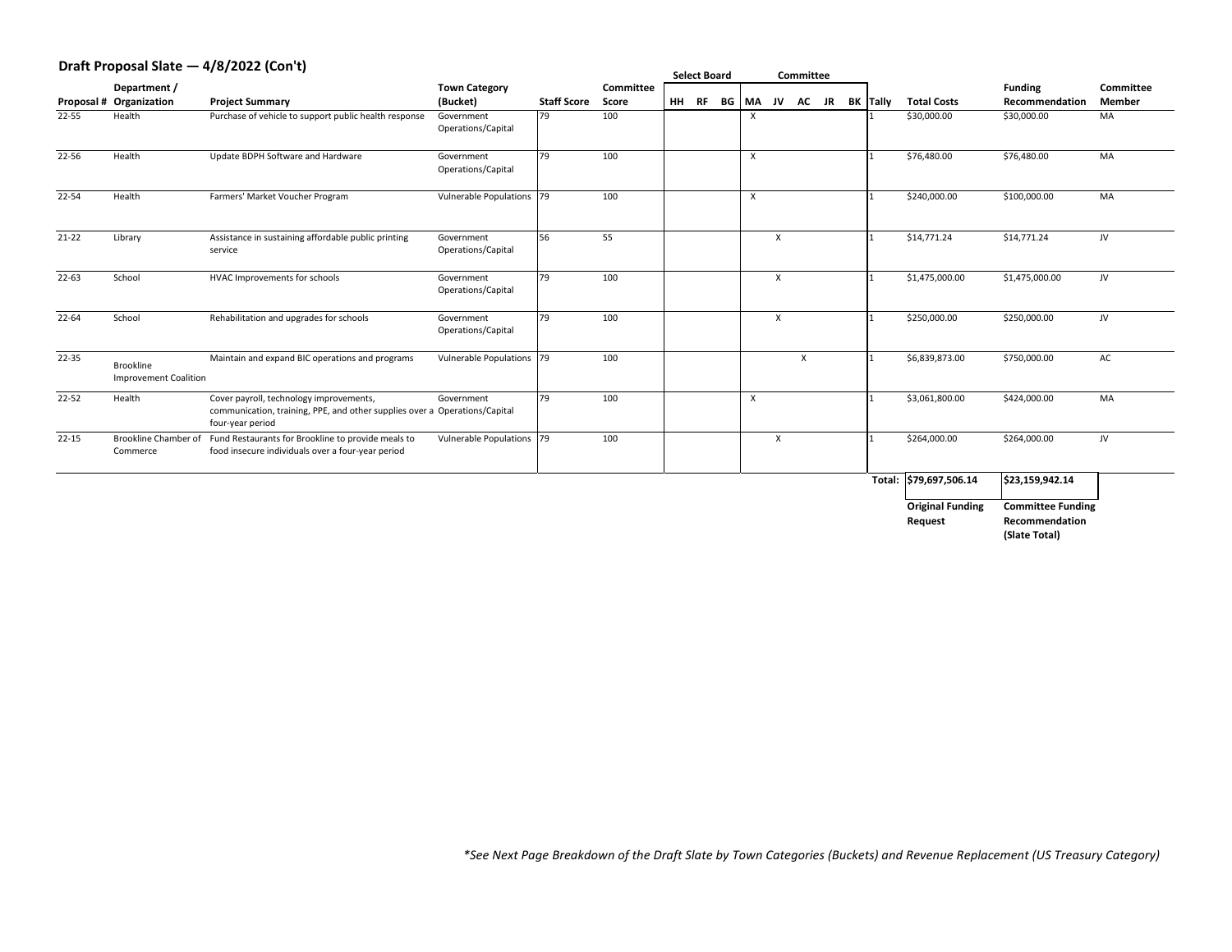## Draft Proposal Slate — 4/8/2022 (Con't)

| Proposal # | Department / Organization | Project Summary | Town Category (Bucket) | Staff Score | Committee Score | Select Board HH | RF | BG | Committee MA | JV | AC | JR | BK | Tally | Total Costs | Funding Recommendation | Committee Member |
|---|---|---|---|---|---|---|---|---|---|---|---|---|---|---|---|---|---|
| 22-55 | Health | Purchase of vehicle to support public health response | Government Operations/Capital | 79 | 100 | | | | X | | | | | 1 | $30,000.00 | $30,000.00 | MA |
| 22-56 | Health | Update BDPH Software and Hardware | Government Operations/Capital | 79 | 100 | | | | X | | | | | 1 | $76,480.00 | $76,480.00 | MA |
| 22-54 | Health | Farmers' Market Voucher Program | Vulnerable Populations | 79 | 100 | | | | X | | | | | 1 | $240,000.00 | $100,000.00 | MA |
| 21-22 | Library | Assistance in sustaining affordable public printing service | Government Operations/Capital | 56 | 55 | | | | | X | | | | 1 | $14,771.24 | $14,771.24 | JV |
| 22-63 | School | HVAC Improvements for schools | Government Operations/Capital | 79 | 100 | | | | | X | | | | 1 | $1,475,000.00 | $1,475,000.00 | JV |
| 22-64 | School | Rehabilitation and upgrades for schools | Government Operations/Capital | 79 | 100 | | | | | X | | | | 1 | $250,000.00 | $250,000.00 | JV |
| 22-35 | Brookline Improvement Coalition | Maintain and expand BIC operations and programs | Vulnerable Populations | 79 | 100 | | | | | | X | | | 1 | $6,839,873.00 | $750,000.00 | AC |
| 22-52 | Health | Cover payroll, technology improvements, communication, training, PPE, and other supplies over a four-year period | Government Operations/Capital | 79 | 100 | | | | X | | | | | 1 | $3,061,800.00 | $424,000.00 | MA |
| 22-15 | Brookline Chamber of Commerce | Fund Restaurants for Brookline to provide meals to food insecure individuals over a four-year period | Vulnerable Populations | 79 | 100 | | | | | X | | | | 1 | $264,000.00 | $264,000.00 | JV |
| | | | | | | | | | | | | | | **Total:** | **$79,697,506.14** | **$23,159,942.14** | |
| | | | | | | | | | | | | | | | **Original Funding Request** | **Committee Funding Recommendation (Slate Total)** | |

*\*See Next Page Breakdown of the Draft Slate by Town Categories (Buckets) and Revenue Replacement (US Treasury Category)*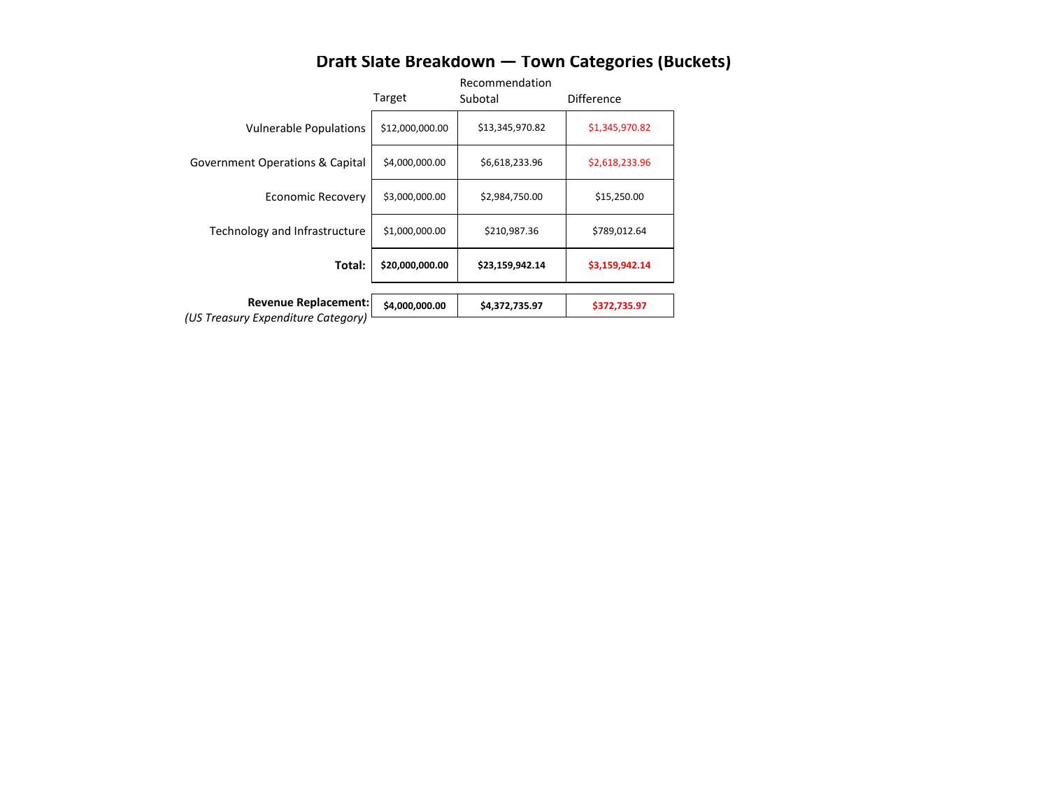# Draft Slate Breakdown — Town Categories (Buckets)

| | Target | Recommendation Subotal | Difference |
|---|---|---|---|
| Vulnerable Populations | $12,000,000.00 | $13,345,970.82 | $1,345,970.82 |
| Government Operations & Capital | $4,000,000.00 | $6,618,233.96 | $2,618,233.96 |
| Economic Recovery | $3,000,000.00 | $2,984,750.00 | $15,250.00 |
| Technology and Infrastructure | $1,000,000.00 | $210,987.36 | $789,012.64 |
| **Total:** | **$20,000,000.00** | **$23,159,942.14** | **$3,159,942.14** |
| **Revenue Replacement:** *(US Treasury Expenditure Category)* | **$4,000,000.00** | **$4,372,735.97** | **$372,735.97** |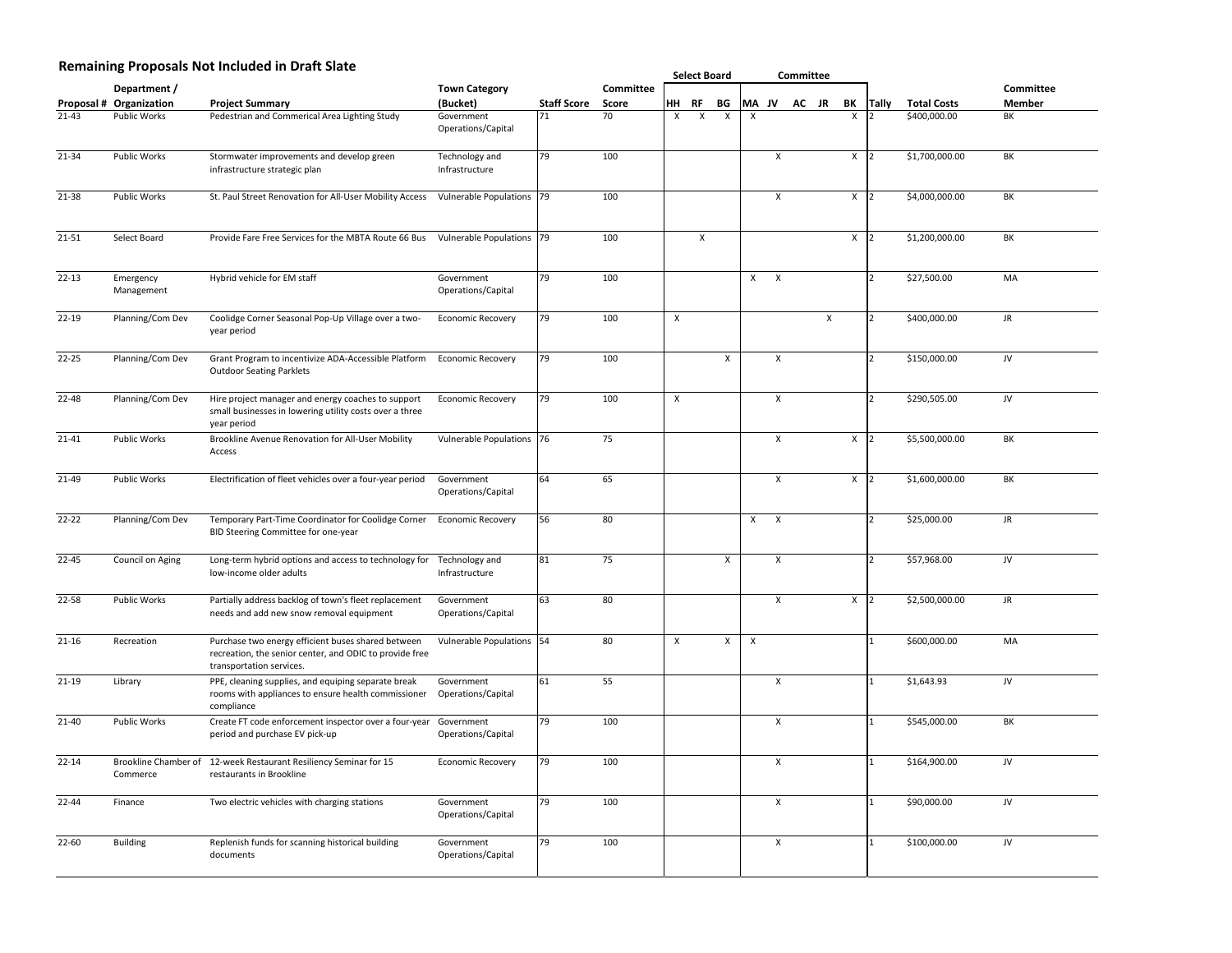## Remaining Proposals Not Included in Draft Slate

| Proposal # | Department / Organization | Project Summary | Town Category (Bucket) | Staff Score | Committee Score | Select Board | | | Committee | | | | | Tally | Total Costs | Committee Member |
|---|---|---|---|---|---|---|---|---|---|---|---|---|---|---|---|---|
| | | | | | | HH | RF | BG | MA | JV | AC | JR | BK | | | |
| 21-43 | Public Works | Pedestrian and Commerical Area Lighting Study | Government Operations/Capital | 71 | 70 | X | X | X | X | | | | X | 2 | $400,000.00 | BK |
| 21-34 | Public Works | Stormwater improvements and develop green infrastructure strategic plan | Technology and Infrastructure | 79 | 100 | | | | | X | | | X | 2 | $1,700,000.00 | BK |
| 21-38 | Public Works | St. Paul Street Renovation for All-User Mobility Access | Vulnerable Populations | 79 | 100 | | | | | X | | | X | 2 | $4,000,000.00 | BK |
| 21-51 | Select Board | Provide Fare Free Services for the MBTA Route 66 Bus | Vulnerable Populations | 79 | 100 | | X | | | | | | X | 2 | $1,200,000.00 | BK |
| 22-13 | Emergency Management | Hybrid vehicle for EM staff | Government Operations/Capital | 79 | 100 | | | | X | X | | | | 2 | $27,500.00 | MA |
| 22-19 | Planning/Com Dev | Coolidge Corner Seasonal Pop-Up Village over a two-year period | Economic Recovery | 79 | 100 | X | | | | | | X | | 2 | $400,000.00 | JR |
| 22-25 | Planning/Com Dev | Grant Program to incentivize ADA-Accessible Platform Outdoor Seating Parklets | Economic Recovery | 79 | 100 | | | X | | X | | | | 2 | $150,000.00 | JV |
| 22-48 | Planning/Com Dev | Hire project manager and energy coaches to support small businesses in lowering utility costs over a three year period | Economic Recovery | 79 | 100 | X | | | | X | | | | 2 | $290,505.00 | JV |
| 21-41 | Public Works | Brookline Avenue Renovation for All-User Mobility Access | Vulnerable Populations | 76 | 75 | | | | | X | | | X | 2 | $5,500,000.00 | BK |
| 21-49 | Public Works | Electrification of fleet vehicles over a four-year period | Government Operations/Capital | 64 | 65 | | | | | X | | | X | 2 | $1,600,000.00 | BK |
| 22-22 | Planning/Com Dev | Temporary Part-Time Coordinator for Coolidge Corner BID Steering Committee for one-year | Economic Recovery | 56 | 80 | | | | X | X | | | | 2 | $25,000.00 | JR |
| 22-45 | Council on Aging | Long-term hybrid options and access to technology for low-income older adults | Technology and Infrastructure | 81 | 75 | | | X | | X | | | | 2 | $57,968.00 | JV |
| 22-58 | Public Works | Partially address backlog of town's fleet replacement needs and add new snow removal equipment | Government Operations/Capital | 63 | 80 | | | | | X | | | X | 2 | $2,500,000.00 | JR |
| 21-16 | Recreation | Purchase two energy efficient buses shared between recreation, the senior center, and ODIC to provide free transportation services. | Vulnerable Populations | 54 | 80 | X | | X | X | | | | | 1 | $600,000.00 | MA |
| 21-19 | Library | PPE, cleaning supplies, and equiping separate break rooms with appliances to ensure health commissioner compliance | Government Operations/Capital | 61 | 55 | | | | | X | | | | 1 | $1,643.93 | JV |
| 21-40 | Public Works | Create FT code enforcement inspector over a four-year period and purchase EV pick-up | Government Operations/Capital | 79 | 100 | | | | | X | | | | 1 | $545,000.00 | BK |
| 22-14 | Brookline Chamber of Commerce | 12-week Restaurant Resiliency Seminar for 15 restaurants in Brookline | Economic Recovery | 79 | 100 | | | | | X | | | | 1 | $164,900.00 | JV |
| 22-44 | Finance | Two electric vehicles with charging stations | Government Operations/Capital | 79 | 100 | | | | | X | | | | 1 | $90,000.00 | JV |
| 22-60 | Building | Replenish funds for scanning historical building documents | Government Operations/Capital | 79 | 100 | | | | | X | | | | 1 | $100,000.00 | JV |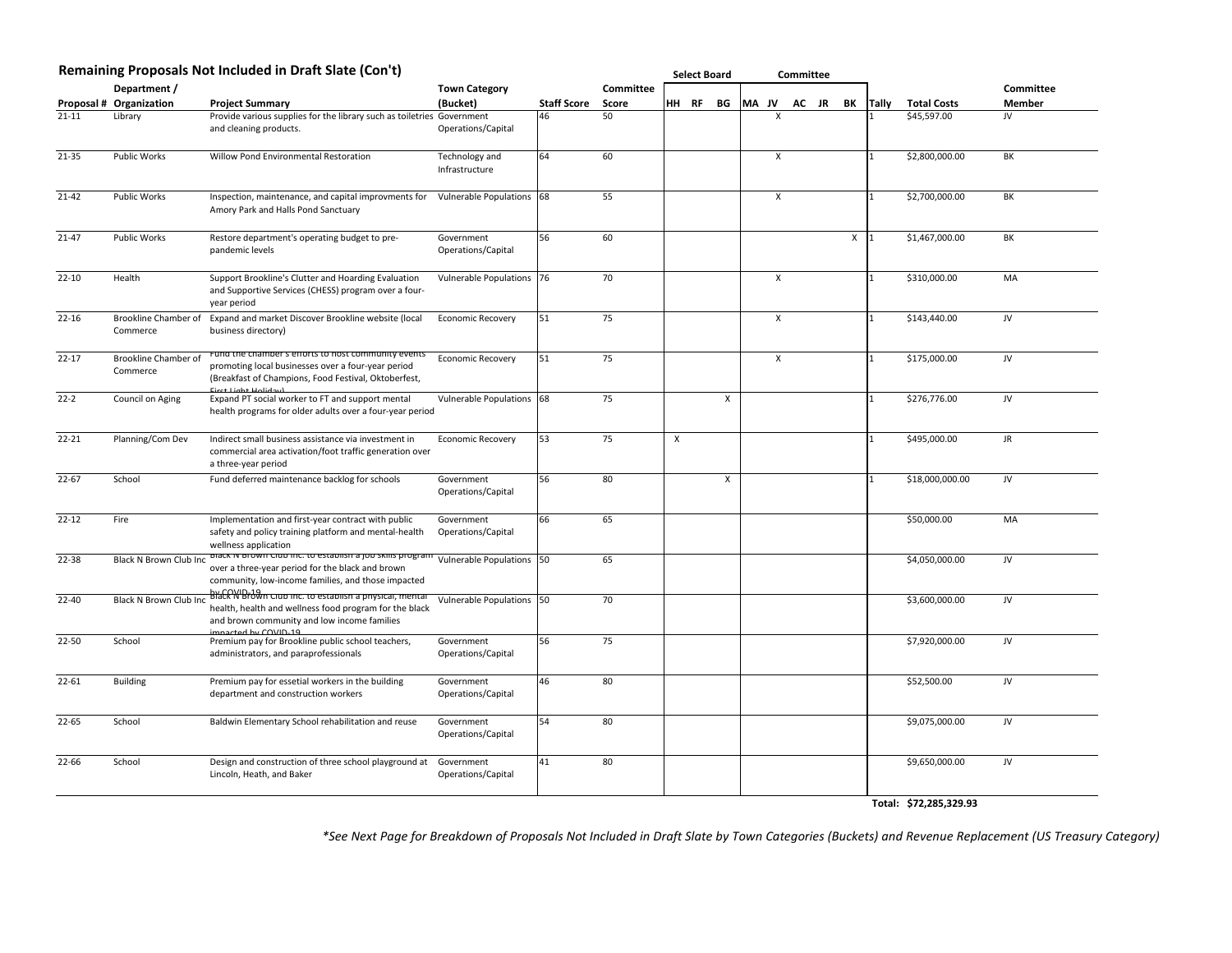## Remaining Proposals Not Included in Draft Slate (Con't)

| Proposal # | Department / Organization | Project Summary | Town Category (Bucket) | Staff Score | Committee Score | Select Board HH | RF | BG | Committee MA | JV | AC | JR | BK | Tally | Total Costs | Committee Member |
|---|---|---|---|---|---|---|---|---|---|---|---|---|---|---|---|---|
| 21-11 | Library | Provide various supplies for the library such as toiletries and cleaning products. | Government Operations/Capital | 46 | 50 | | | | | X | | | | 1 | $45,597.00 | JV |
| 21-35 | Public Works | Willow Pond Environmental Restoration | Technology and Infrastructure | 64 | 60 | | | | | X | | | | 1 | $2,800,000.00 | BK |
| 21-42 | Public Works | Inspection, maintenance, and capital improvments for Amory Park and Halls Pond Sanctuary | Vulnerable Populations | 68 | 55 | | | | | X | | | | 1 | $2,700,000.00 | BK |
| 21-47 | Public Works | Restore department's operating budget to pre-pandemic levels | Government Operations/Capital | 56 | 60 | | | | | | | | X | 1 | $1,467,000.00 | BK |
| 22-10 | Health | Support Brookline's Clutter and Hoarding Evaluation and Supportive Services (CHESS) program over a four-year period | Vulnerable Populations | 76 | 70 | | | | | X | | | | 1 | $310,000.00 | MA |
| 22-16 | Brookline Chamber of Commerce | Expand and market Discover Brookline website (local business directory) | Economic Recovery | 51 | 75 | | | | | X | | | | 1 | $143,440.00 | JV |
| 22-17 | Brookline Chamber of Commerce | Fund the chamber's efforts to host community events promoting local businesses over a four-year period (Breakfast of Champions, Food Festival, Oktoberfest, First Light Holiday) | Economic Recovery | 51 | 75 | | | | | X | | | | 1 | $175,000.00 | JV |
| 22-2 | Council on Aging | Expand PT social worker to FT and support mental health programs for older adults over a four-year period | Vulnerable Populations | 68 | 75 | | | X | | | | | | 1 | $276,776.00 | JV |
| 22-21 | Planning/Com Dev | Indirect small business assistance via investment in commercial area activation/foot traffic generation over a three-year period | Economic Recovery | 53 | 75 | X | | | | | | | | 1 | $495,000.00 | JR |
| 22-67 | School | Fund deferred maintenance backlog for schools | Government Operations/Capital | 56 | 80 | | | X | | | | | | 1 | $18,000,000.00 | JV |
| 22-12 | Fire | Implementation and first-year contract with public safety and policy training platform and mental-health wellness application | Government Operations/Capital | 66 | 65 | | | | | | | | | | $50,000.00 | MA |
| 22-38 | Black N Brown Club Inc | Black N Brown Club Inc. to establish a job skills program over a three-year period for the black and brown community, low-income families, and those impacted by COVID-19 | Vulnerable Populations | 50 | 65 | | | | | | | | | | $4,050,000.00 | JV |
| 22-40 | Black N Brown Club Inc | Black N Brown Club Inc. to establish a physical, mental health, health and wellness food program for the black and brown community and low income families impacted by COVID-19 | Vulnerable Populations | 50 | 70 | | | | | | | | | | $3,600,000.00 | JV |
| 22-50 | School | Premium pay for Brookline public school teachers, administrators, and paraprofessionals | Government Operations/Capital | 56 | 75 | | | | | | | | | | $7,920,000.00 | JV |
| 22-61 | Building | Premium pay for essetial workers in the building department and construction workers | Government Operations/Capital | 46 | 80 | | | | | | | | | | $52,500.00 | JV |
| 22-65 | School | Baldwin Elementary School rehabilitation and reuse | Government Operations/Capital | 54 | 80 | | | | | | | | | | $9,075,000.00 | JV |
| 22-66 | School | Design and construction of three school playground at Lincoln, Heath, and Baker | Government Operations/Capital | 41 | 80 | | | | | | | | | | $9,650,000.00 | JV |
| | | | | | | | | | | | | | | **Total:** | **$72,285,329.93** | |

*\*See Next Page for Breakdown of Proposals Not Included in Draft Slate by Town Categories (Buckets) and Revenue Replacement (US Treasury Category)*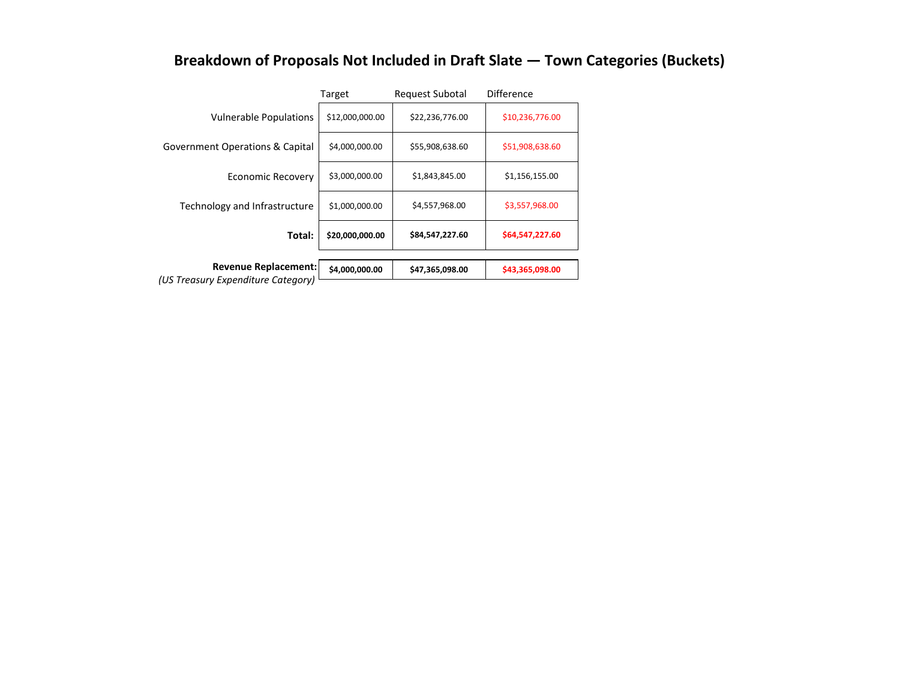# Breakdown of Proposals Not Included in Draft Slate — Town Categories (Buckets)

| | Target | Request Subotal | Difference |
|---|---|---|---|
| Vulnerable Populations | $12,000,000.00 | $22,236,776.00 | $10,236,776.00 |
| Government Operations & Capital | $4,000,000.00 | $55,908,638.60 | $51,908,638.60 |
| Economic Recovery | $3,000,000.00 | $1,843,845.00 | $1,156,155.00 |
| Technology and Infrastructure | $1,000,000.00 | $4,557,968.00 | $3,557,968.00 |
| **Total:** | **$20,000,000.00** | **$84,547,227.60** | **$64,547,227.60** |
| **Revenue Replacement:** *(US Treasury Expenditure Category)* | **$4,000,000.00** | **$47,365,098.00** | **$43,365,098.00** |